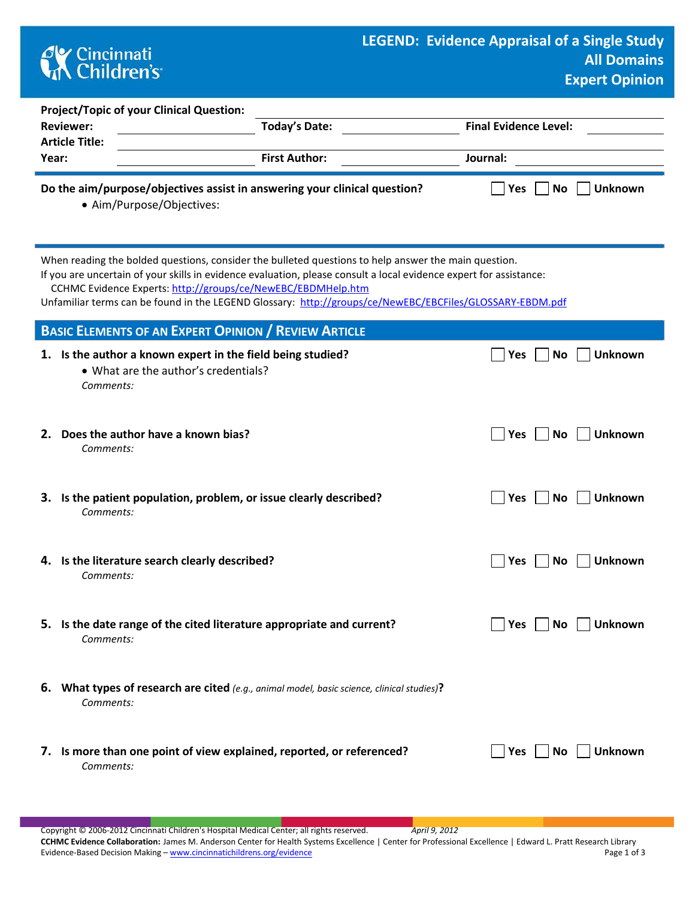# LEGEND: Evidence Appraisal of a Single Study
## All Domains
## Expert Opinion

Cincinnati Children's

**Project/Topic of your Clinical Question:** \_\_\_\_\_\_\_\_\_\_

**Reviewer:** \_\_\_\_\_\_\_\_\_\_ **Today's Date:** \_\_\_\_\_\_\_\_\_\_ **Final Evidence Level:** \_\_\_\_\_\_\_\_\_\_

**Article Title:** \_\_\_\_\_\_\_\_\_\_

**Year:** \_\_\_\_\_\_\_\_\_\_ **First Author:** \_\_\_\_\_\_\_\_\_\_ **Journal:** \_\_\_\_\_\_\_\_\_\_

---

**Do the aim/purpose/objectives assist in answering your clinical question?** ☐ Yes ☐ No ☐ Unknown

- Aim/Purpose/Objectives:

---

When reading the bolded questions, consider the bulleted questions to help answer the main question.
If you are uncertain of your skills in evidence evaluation, please consult a local evidence expert for assistance:
CCHMC Evidence Experts: http://groups/ce/NewEBC/EBDMHelp.htm
Unfamiliar terms can be found in the LEGEND Glossary: http://groups/ce/NewEBC/EBCFiles/GLOSSARY-EBDM.pdf

## Basic Elements of an Expert Opinion / Review Article

1. **Is the author a known expert in the field being studied?** ☐ Yes ☐ No ☐ Unknown
   - What are the author's credentials?

   *Comments:*

2. **Does the author have a known bias?** ☐ Yes ☐ No ☐ Unknown

   *Comments:*

3. **Is the patient population, problem, or issue clearly described?** ☐ Yes ☐ No ☐ Unknown

   *Comments:*

4. **Is the literature search clearly described?** ☐ Yes ☐ No ☐ Unknown

   *Comments:*

5. **Is the date range of the cited literature appropriate and current?** ☐ Yes ☐ No ☐ Unknown

   *Comments:*

6. **What types of research are cited** *(e.g., animal model, basic science, clinical studies)***?**

   *Comments:*

7. **Is more than one point of view explained, reported, or referenced?** ☐ Yes ☐ No ☐ Unknown

   *Comments:*

Copyright © 2006-2012 Cincinnati Children's Hospital Medical Center; all rights reserved. *April 9, 2012*
**CCHMC Evidence Collaboration:** James M. Anderson Center for Health Systems Excellence | Center for Professional Excellence | Edward L. Pratt Research Library
Evidence-Based Decision Making – www.cincinnatichildrens.org/evidence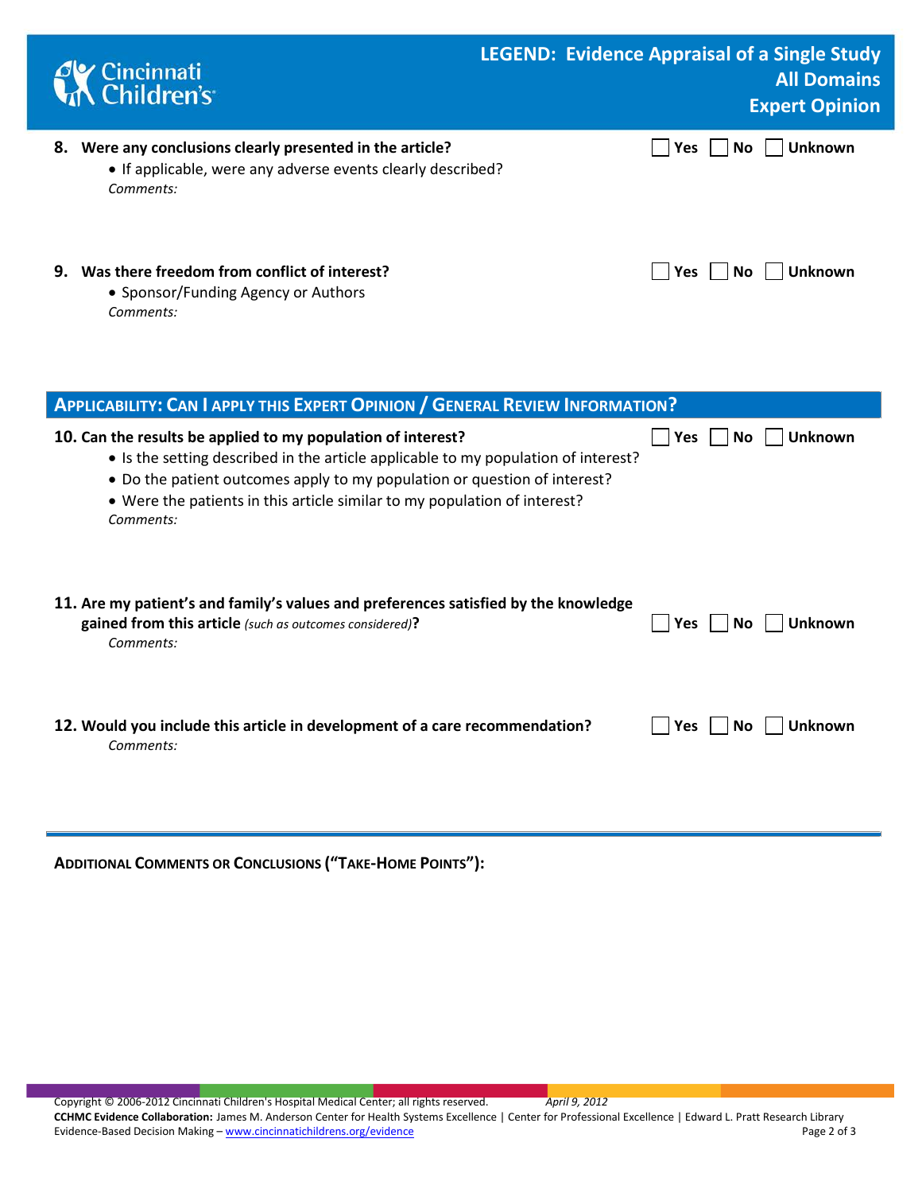**8. Were any conclusions clearly presented in the article?** ☐ Yes ☐ No ☐ Unknown

- If applicable, were any adverse events clearly described?

*Comments:*

**9. Was there freedom from conflict of interest?** ☐ Yes ☐ No ☐ Unknown

- Sponsor/Funding Agency or Authors

*Comments:*

## APPLICABILITY: CAN I APPLY THIS EXPERT OPINION / GENERAL REVIEW INFORMATION?

**10. Can the results be applied to my population of interest?** ☐ Yes ☐ No ☐ Unknown

- Is the setting described in the article applicable to my population of interest?
- Do the patient outcomes apply to my population or question of interest?
- Were the patients in this article similar to my population of interest?

*Comments:*

**11. Are my patient's and family's values and preferences satisfied by the knowledge gained from this article** *(such as outcomes considered)***?** ☐ Yes ☐ No ☐ Unknown

*Comments:*

**12. Would you include this article in development of a care recommendation?** ☐ Yes ☐ No ☐ Unknown

*Comments:*

---

**ADDITIONAL COMMENTS OR CONCLUSIONS ("TAKE-HOME POINTS"):**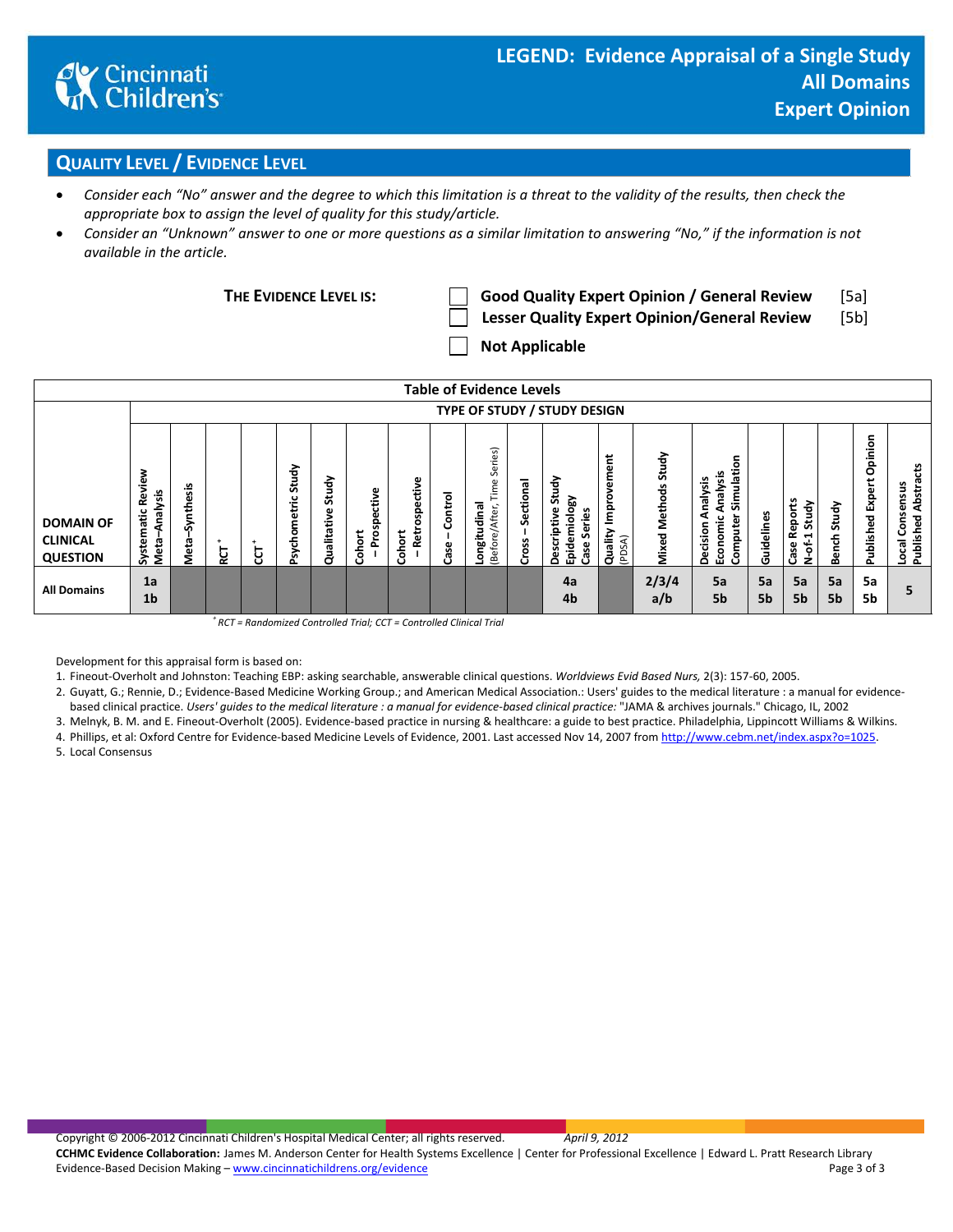# LEGEND: Evidence Appraisal of a Single Study
# All Domains
# Expert Opinion

## Quality Level / Evidence Level

- *Consider each "No" answer and the degree to which this limitation is a threat to the validity of the results, then check the appropriate box to assign the level of quality for this study/article.*
- *Consider an "Unknown" answer to one or more questions as a similar limitation to answering "No," if the information is not available in the article.*

**The Evidence Level is:**

☐ **Good Quality Expert Opinion / General Review** [5a]
☐ **Lesser Quality Expert Opinion/General Review** [5b]
☐ **Not Applicable**

**Table of Evidence Levels**

| DOMAIN OF CLINICAL QUESTION | TYPE OF STUDY / STUDY DESIGN | | | | | | | | | | | | | | | | | | | | |
|---|---|---|---|---|---|---|---|---|---|---|---|---|---|---|---|---|---|---|---|---|---|
| | Systematic Review Meta–Analysis | Meta–Synthesis | RCT + | CCT + | Psychometric Study | Qualitative Study | Cohort – Prospective | Cohort – Retrospective | Case – Control | Longitudinal (Before/After, Time Series) | Cross – Sectional | Descriptive Study Epidemiology Case Series | Quality Improvement (PDSA) | Mixed Methods Study | Decision Analysis Economic Analysis Computer Simulation | Guidelines | Case Reports N-of-1 Study | Bench Study | Published Expert Opinion | Local Consensus Published Abstracts |
| **All Domains** | 1a 1b | | | | | | | | | | | 4a 4b | | 2/3/4 a/b | 5a 5b | 5a 5b | 5a 5b | 5a 5b | 5a 5b | 5 |

*+ RCT = Randomized Controlled Trial; CCT = Controlled Clinical Trial*

Development for this appraisal form is based on:

1. Fineout-Overholt and Johnston: Teaching EBP: asking searchable, answerable clinical questions. *Worldviews Evid Based Nurs,* 2(3): 157-60, 2005.
2. Guyatt, G.; Rennie, D.; Evidence-Based Medicine Working Group.; and American Medical Association.: Users' guides to the medical literature : a manual for evidence-based clinical practice. *Users' guides to the medical literature : a manual for evidence-based clinical practice:* "JAMA & archives journals." Chicago, IL, 2002
3. Melnyk, B. M. and E. Fineout-Overholt (2005). Evidence-based practice in nursing & healthcare: a guide to best practice. Philadelphia, Lippincott Williams & Wilkins.
4. Phillips, et al: Oxford Centre for Evidence-based Medicine Levels of Evidence, 2001. Last accessed Nov 14, 2007 from http://www.cebm.net/index.aspx?o=1025.
5. Local Consensus

Copyright © 2006-2012 Cincinnati Children's Hospital Medical Center; all rights reserved. *April 9, 2012*
**CCHMC Evidence Collaboration:** James M. Anderson Center for Health Systems Excellence | Center for Professional Excellence | Edward L. Pratt Research Library
Evidence-Based Decision Making – www.cincinnatichildrens.org/evidence